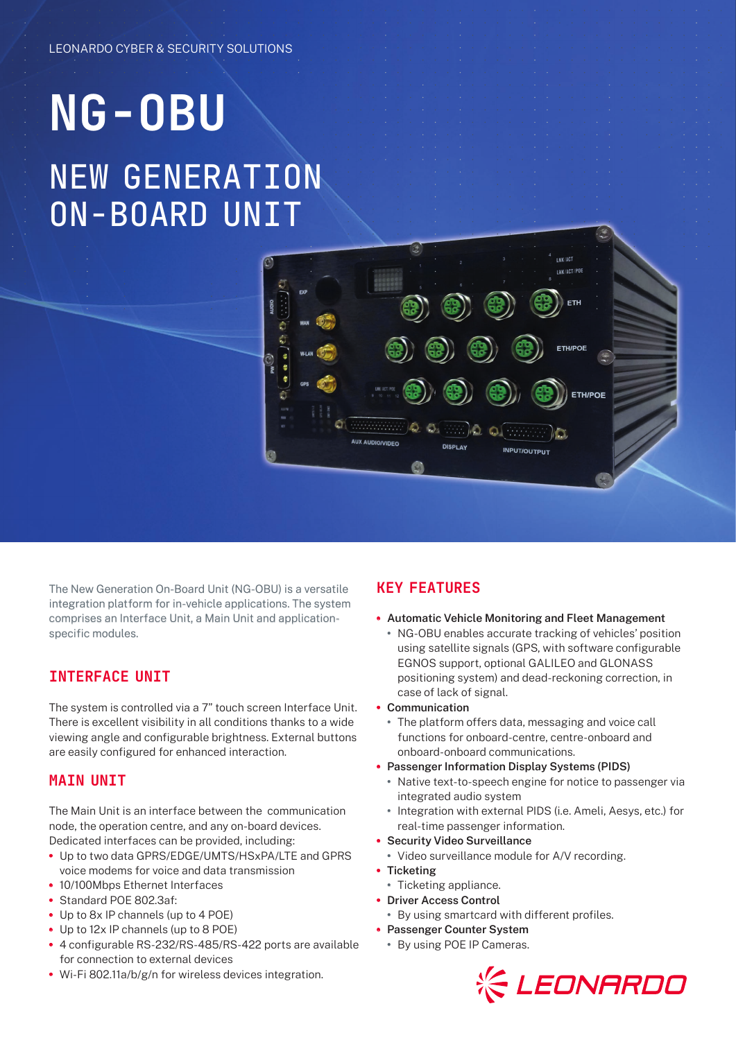LEONARDO CYBER & SECURITY SOLUTIONS

# NG-OBU

## NEW GENERATION ON-BOARD UNIT

The New Generation On-Board Unit (NG-OBU) is a versatile integration platform for in-vehicle applications. The system comprises an Interface Unit, a Main Unit and application-specific modules.

## INTERFACE UNIT

The system is controlled via a 7" touch screen Interface Unit. There is excellent visibility in all conditions thanks to a wide viewing angle and configurable brightness. External buttons are easily configured for enhanced interaction.

## MAIN UNIT

The Main Unit is an interface between the communication node, the operation centre, and any on-board devices. Dedicated interfaces can be provided, including:

- Up to two data GPRS/EDGE/UMTS/HSxPA/LTE and GPRS voice modems for voice and data transmission
- 10/100Mbps Ethernet Interfaces
- Standard POE 802.3af:
- Up to 8x IP channels (up to 4 POE)
- Up to 12x IP channels (up to 8 POE)
- 4 configurable RS-232/RS-485/RS-422 ports are available for connection to external devices
- Wi-Fi 802.11a/b/g/n for wireless devices integration.

## KEY FEATURES

- **Automatic Vehicle Monitoring and Fleet Management**
  - NG-OBU enables accurate tracking of vehicles' position using satellite signals (GPS, with software configurable EGNOS support, optional GALILEO and GLONASS positioning system) and dead-reckoning correction, in case of lack of signal.
- **Communication**
  - The platform offers data, messaging and voice call functions for onboard-centre, centre-onboard and onboard-onboard communications.
- **Passenger Information Display Systems (PIDS)**
  - Native text-to-speech engine for notice to passenger via integrated audio system
  - Integration with external PIDS (i.e. Ameli, Aesys, etc.) for real-time passenger information.
- **Security Video Surveillance**
  - Video surveillance module for A/V recording.
- **Ticketing**
  - Ticketing appliance.
- **Driver Access Control**
  - By using smartcard with different profiles.
- **Passenger Counter System**
  - By using POE IP Cameras.

LEONARDO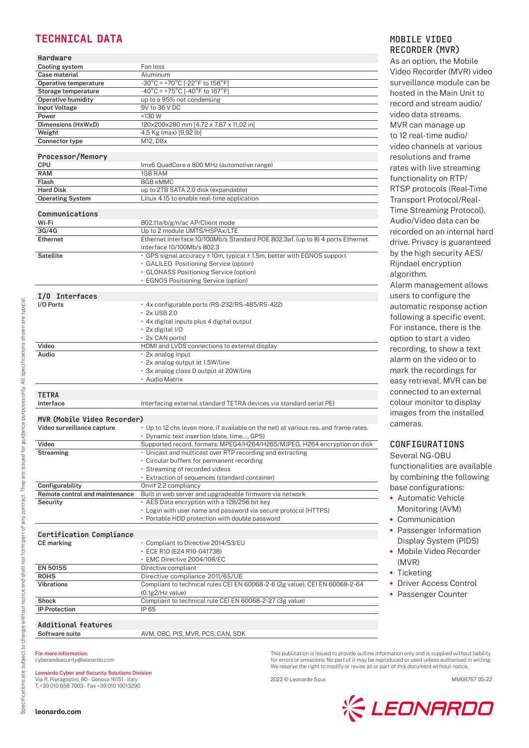# TECHNICAL DATA

| Hardware | |
|---|---|
| Cooling system | Fan less |
| Case material | Aluminum |
| Operative temperature | -30°C ÷ +70°C [-22°F to 158°F] |
| Storage temperature | -40°C ÷ +75°C [-40°F to 167°F] |
| Operative humidity | up to a 95% not condensing |
| Input Voltage | 9V to 36 V DC |
| Power | <130 W |
| Dimensions (HxWxD) | 120x200x280 mm [4,72 x 7,87 x 11,02 in] |
| Weight | 4.5 Kg (max) [9,92 lb] |
| Connector type | M12, DBx |

| Processor/Memory | |
|---|---|
| CPU | Imx6 QuadCore a 800 MHz (automotive range) |
| RAM | 1GB RAM |
| Flash | 8GB eMMC |
| Hard Disk | up to 2TB SATA 2.0 disk (expandable) |
| Operating System | Linux 4.15 to enable real-time application |

| Communications | |
|---|---|
| Wi-Fi | 802.11a/b/g/n/ac AP/Client mode |
| 3G/4G | Up to 2 module UMTS/HSPAx/LTE |
| Ethernet | Ethernet Interface 10/100Mb/s Standard POE 802.3af. (up to 8) 4 ports Ethernet interface 10/100Mb/s 802.3 |
| Satellite | • GPS signal accuracy ± 10m, typical ± 1.5m, better with EGNOS support<br>• GALILEO Positioning Service (option)<br>• GLONASS Positioning Service (option)<br>• EGNOS Positioning Service (option) |

| I/O Interfaces | |
|---|---|
| I/O Ports | • 4x configurable ports (RS-232/RS-485/RS-422)<br>• 2x USB 2.0<br>• 4x digital inputs plus 4 digital output<br>• 2x digital I/O<br>• 2x CAN ports) |
| Video | HDMI and LVDS connections to external display |
| Audio | • 2x analog input<br>• 2x analog output at 1.5W/line<br>• 3x analog class D output at 20W/line<br>• Audio Matrix |

| TETRA | |
|---|---|
| Interface | Interfacing external standard TETRA devices via standard serial PEI |

| MVR (Mobile Video Recorder) | |
|---|---|
| Video surveillance capture | • Up to 12 chs (even more, if available on the net) at various res. and frame rates.<br>• Dynamic text insertion (date, time..., GPS) |
| Video | Supported record. formats: MPEG4/H264/H265/MJPEG, H264 encryption on disk |
| Streaming | • Unicast and multicast over RTP recording and extracting<br>• Circular buffers for permanent recording<br>• Streaming of recorded videos<br>• Extraction of sequences (standard container) |
| Configurability | Onvif 2.2 compliancy |
| Remote control and maintenance | Built in web server and upgradeable firmware via network |
| Security | • AES Data encryption with a 128/256 bit key<br>• Login with user name and password via secure protocol (HTTPS)<br>• Portable HDD protection with double password |

| Certification Compliance | |
|---|---|
| CE marking | • Compliant to Directive 2014/53/EU<br>• ECE R10 (E24 R10-041738)<br>• EMC Directive 2004/108/EC |
| EN 50155 | Directive compliant |
| ROHS | Directive compliance 2011/65/UE |
| Vibrations | Compliant to technical rules CEI EN 60068-2-6 (2g value), CEI EN 60068-2-64 (0.1g2/Hz value) |
| Shock | Compliant to technical rule CEI EN 60068-2-27 (3g value) |
| IP Protection | IP 65 |

| Additional features | |
|---|---|
| Software suite | AVM, OBC, PIS, MVR, PCS, CAN, SDK |

## MOBILE VIDEO RECORDER (MVR)

As an option, the Mobile Video Recorder (MVR) video surveillance module can be hosted in the Main Unit to record and stream audio/video data streams. MVR can manage up to 12 real-time audio/video channels at various resolutions and frame rates with live streaming functionality on RTP/RTSP protocols (Real-Time Transport Protocol/Real-Time Streaming Protocol). Audio/Video data can be recorded on an internal hard drive. Privacy is guaranteed by the high security AES/Rijndael encryption algorithm.
Alarm management allows users to configure the automatic response action following a specific event. For instance, there is the option to start a video recording, to show a text alarm on the video or to mark the recordings for easy retrieval. MVR can be connected to an external colour monitor to display images from the installed cameras.

## CONFIGURATIONS

Several NG-OBU functionalities are available by combining the following base configurations:

- Automatic Vehicle Monitoring (AVM)
- Communication
- Passenger Information Display System (PIDS)
- Mobile Video Recorder (MVR)
- Ticketing
- Driver Access Control
- Passenger Counter

For more information:
cyberandsecurity@leonardo.com

Leonardo Cyber and Security Solutions Division
Via R. Pieragostini, 80 - Genova 16151 - Italy
T. +39 010 658 7003 - Fax +39 010 10013290

This publication is issued to provide outline information only and is supplied without liability for errors or omissions. No part of it may be reproduced or used unless authorised in writing. We reserve the right to modify or revise all or part of this document without notice.

2022 © Leonardo S.p.a.

MM08767 05-22

Specifications are subject to change without notice and shall not form part of any contract. They are issued for guidance purposes only. All specifications shown are typical.

leonardo.com

LEONARDO